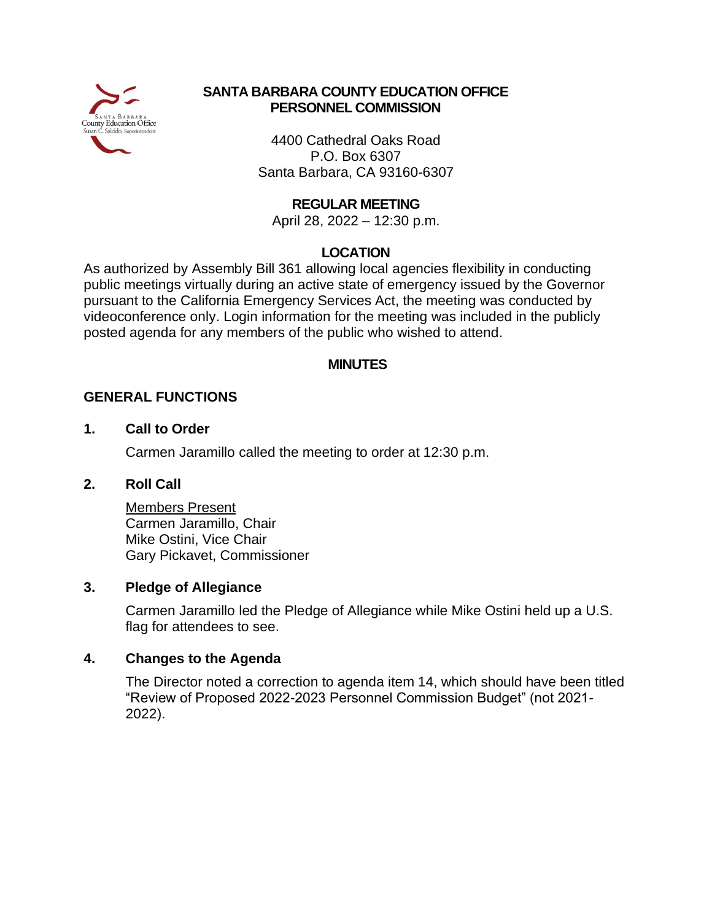# SANTA BARBARA COUNTY EDUCATION OFFICE
## PERSONNEL COMMISSION

4400 Cathedral Oaks Road
P.O. Box 6307
Santa Barbara, CA 93160-6307

**REGULAR MEETING**
April 28, 2022 – 12:30 p.m.

**LOCATION**

As authorized by Assembly Bill 361 allowing local agencies flexibility in conducting public meetings virtually during an active state of emergency issued by the Governor pursuant to the California Emergency Services Act, the meeting was conducted by videoconference only. Login information for the meeting was included in the publicly posted agenda for any members of the public who wished to attend.

**MINUTES**

## GENERAL FUNCTIONS

### 1. Call to Order

Carmen Jaramillo called the meeting to order at 12:30 p.m.

### 2. Roll Call

Members Present
Carmen Jaramillo, Chair
Mike Ostini, Vice Chair
Gary Pickavet, Commissioner

### 3. Pledge of Allegiance

Carmen Jaramillo led the Pledge of Allegiance while Mike Ostini held up a U.S. flag for attendees to see.

### 4. Changes to the Agenda

The Director noted a correction to agenda item 14, which should have been titled "Review of Proposed 2022-2023 Personnel Commission Budget" (not 2021-2022).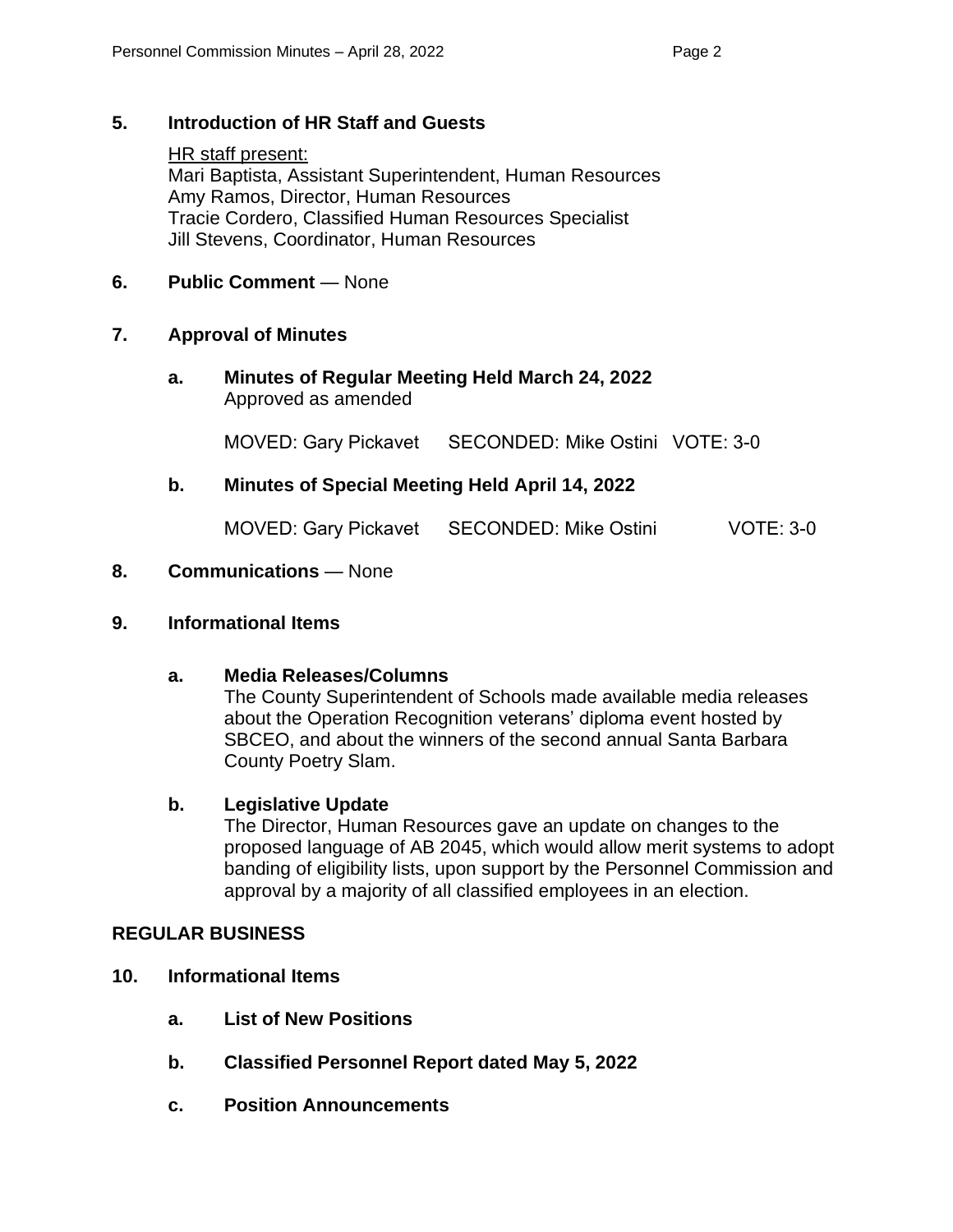## 5. Introduction of HR Staff and Guests

HR staff present:
Mari Baptista, Assistant Superintendent, Human Resources
Amy Ramos, Director, Human Resources
Tracie Cordero, Classified Human Resources Specialist
Jill Stevens, Coordinator, Human Resources

## 6. Public Comment — None

## 7. Approval of Minutes

### a. Minutes of Regular Meeting Held March 24, 2022

Approved as amended

MOVED: Gary Pickavet SECONDED: Mike Ostini VOTE: 3-0

### b. Minutes of Special Meeting Held April 14, 2022

MOVED: Gary Pickavet SECONDED: Mike Ostini VOTE: 3-0

## 8. Communications — None

## 9. Informational Items

### a. Media Releases/Columns

The County Superintendent of Schools made available media releases about the Operation Recognition veterans' diploma event hosted by SBCEO, and about the winners of the second annual Santa Barbara County Poetry Slam.

### b. Legislative Update

The Director, Human Resources gave an update on changes to the proposed language of AB 2045, which would allow merit systems to adopt banding of eligibility lists, upon support by the Personnel Commission and approval by a majority of all classified employees in an election.

# REGULAR BUSINESS

## 10. Informational Items

### a. List of New Positions

### b. Classified Personnel Report dated May 5, 2022

### c. Position Announcements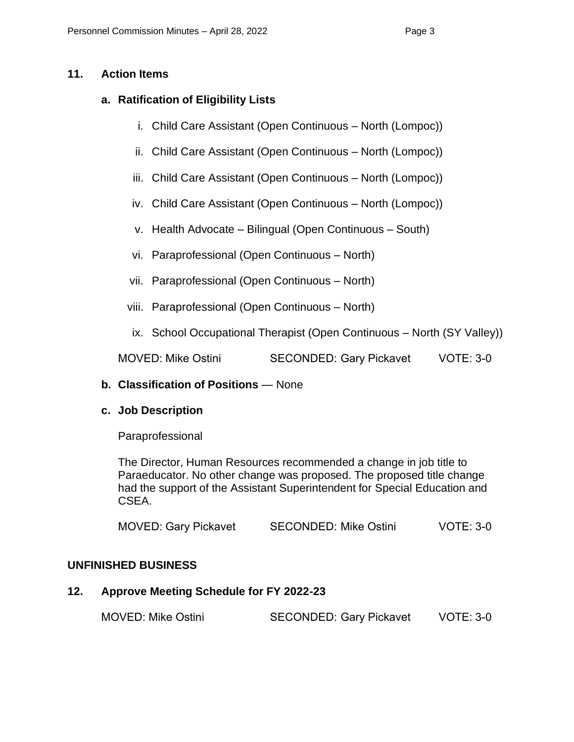## 11. Action Items

### a. Ratification of Eligibility Lists

i. Child Care Assistant (Open Continuous – North (Lompoc))

ii. Child Care Assistant (Open Continuous – North (Lompoc))

iii. Child Care Assistant (Open Continuous – North (Lompoc))

iv. Child Care Assistant (Open Continuous – North (Lompoc))

v. Health Advocate – Bilingual (Open Continuous – South)

vi. Paraprofessional (Open Continuous – North)

vii. Paraprofessional (Open Continuous – North)

viii. Paraprofessional (Open Continuous – North)

ix. School Occupational Therapist (Open Continuous – North (SY Valley))

MOVED: Mike Ostini SECONDED: Gary Pickavet VOTE: 3-0

### b. Classification of Positions — None

### c. Job Description

Paraprofessional

The Director, Human Resources recommended a change in job title to Paraeducator. No other change was proposed. The proposed title change had the support of the Assistant Superintendent for Special Education and CSEA.

MOVED: Gary Pickavet SECONDED: Mike Ostini VOTE: 3-0

## UNFINISHED BUSINESS

## 12. Approve Meeting Schedule for FY 2022-23

MOVED: Mike Ostini SECONDED: Gary Pickavet VOTE: 3-0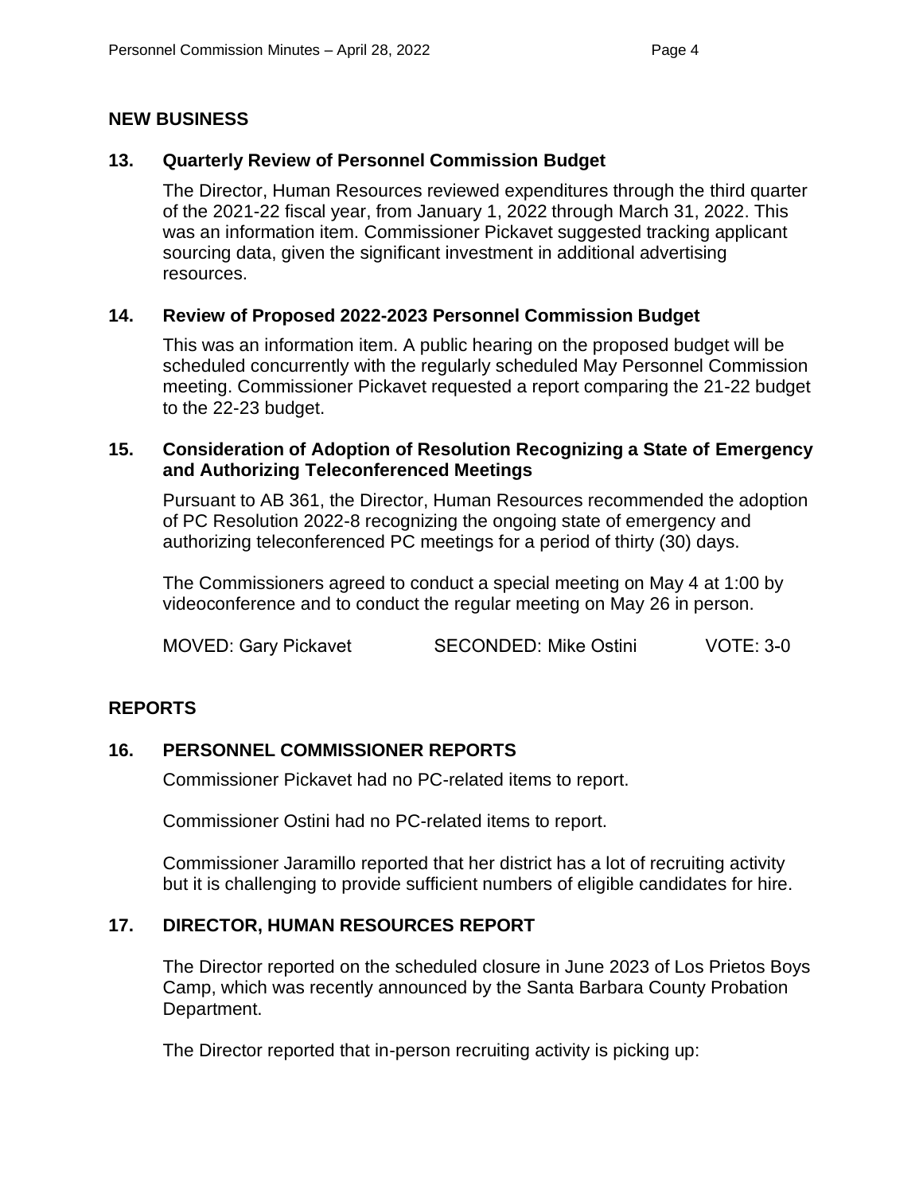## NEW BUSINESS

### 13. Quarterly Review of Personnel Commission Budget

The Director, Human Resources reviewed expenditures through the third quarter of the 2021-22 fiscal year, from January 1, 2022 through March 31, 2022. This was an information item. Commissioner Pickavet suggested tracking applicant sourcing data, given the significant investment in additional advertising resources.

### 14. Review of Proposed 2022-2023 Personnel Commission Budget

This was an information item. A public hearing on the proposed budget will be scheduled concurrently with the regularly scheduled May Personnel Commission meeting. Commissioner Pickavet requested a report comparing the 21-22 budget to the 22-23 budget.

### 15. Consideration of Adoption of Resolution Recognizing a State of Emergency and Authorizing Teleconferenced Meetings

Pursuant to AB 361, the Director, Human Resources recommended the adoption of PC Resolution 2022-8 recognizing the ongoing state of emergency and authorizing teleconferenced PC meetings for a period of thirty (30) days.

The Commissioners agreed to conduct a special meeting on May 4 at 1:00 by videoconference and to conduct the regular meeting on May 26 in person.

MOVED: Gary Pickavet SECONDED: Mike Ostini VOTE: 3-0

## REPORTS

### 16. PERSONNEL COMMISSIONER REPORTS

Commissioner Pickavet had no PC-related items to report.

Commissioner Ostini had no PC-related items to report.

Commissioner Jaramillo reported that her district has a lot of recruiting activity but it is challenging to provide sufficient numbers of eligible candidates for hire.

### 17. DIRECTOR, HUMAN RESOURCES REPORT

The Director reported on the scheduled closure in June 2023 of Los Prietos Boys Camp, which was recently announced by the Santa Barbara County Probation Department.

The Director reported that in-person recruiting activity is picking up: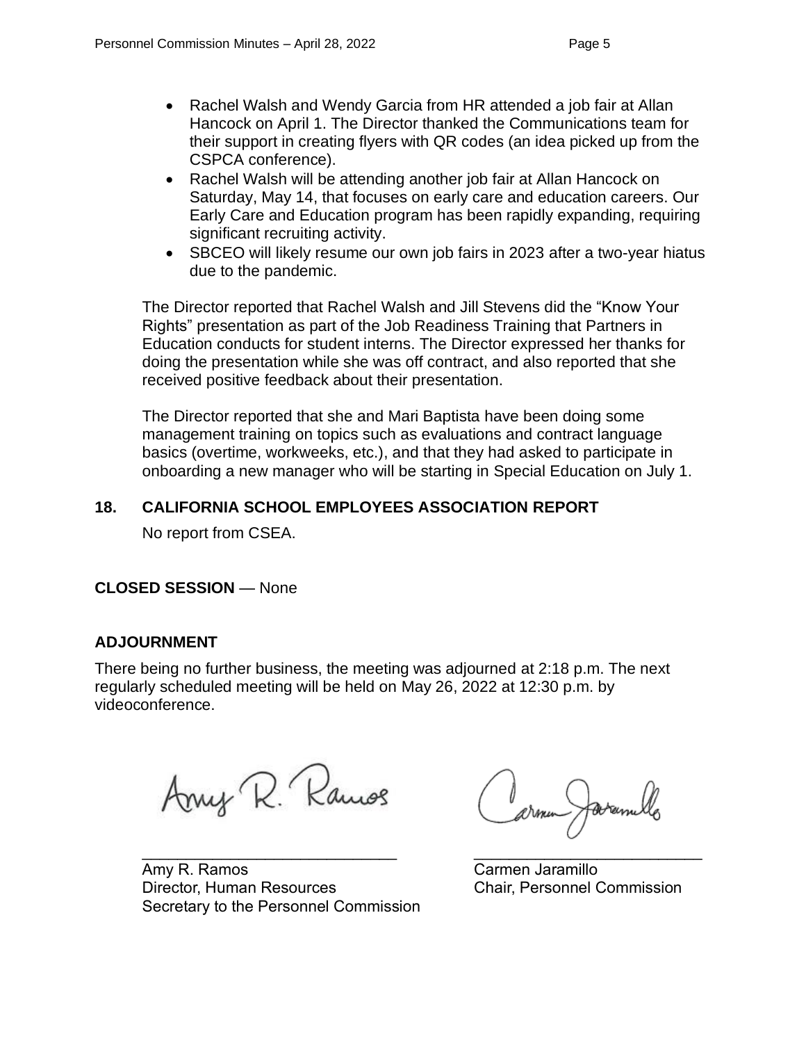- Rachel Walsh and Wendy Garcia from HR attended a job fair at Allan Hancock on April 1. The Director thanked the Communications team for their support in creating flyers with QR codes (an idea picked up from the CSPCA conference).
- Rachel Walsh will be attending another job fair at Allan Hancock on Saturday, May 14, that focuses on early care and education careers. Our Early Care and Education program has been rapidly expanding, requiring significant recruiting activity.
- SBCEO will likely resume our own job fairs in 2023 after a two-year hiatus due to the pandemic.

The Director reported that Rachel Walsh and Jill Stevens did the "Know Your Rights" presentation as part of the Job Readiness Training that Partners in Education conducts for student interns. The Director expressed her thanks for doing the presentation while she was off contract, and also reported that she received positive feedback about their presentation.

The Director reported that she and Mari Baptista have been doing some management training on topics such as evaluations and contract language basics (overtime, workweeks, etc.), and that they had asked to participate in onboarding a new manager who will be starting in Special Education on July 1.

## 18. CALIFORNIA SCHOOL EMPLOYEES ASSOCIATION REPORT

No report from CSEA.

**CLOSED SESSION** — None

## ADJOURNMENT

There being no further business, the meeting was adjourned at 2:18 p.m. The next regularly scheduled meeting will be held on May 26, 2022 at 12:30 p.m. by videoconference.

Amy R. Ramos
Director, Human Resources
Secretary to the Personnel Commission

Carmen Jaramillo
Chair, Personnel Commission